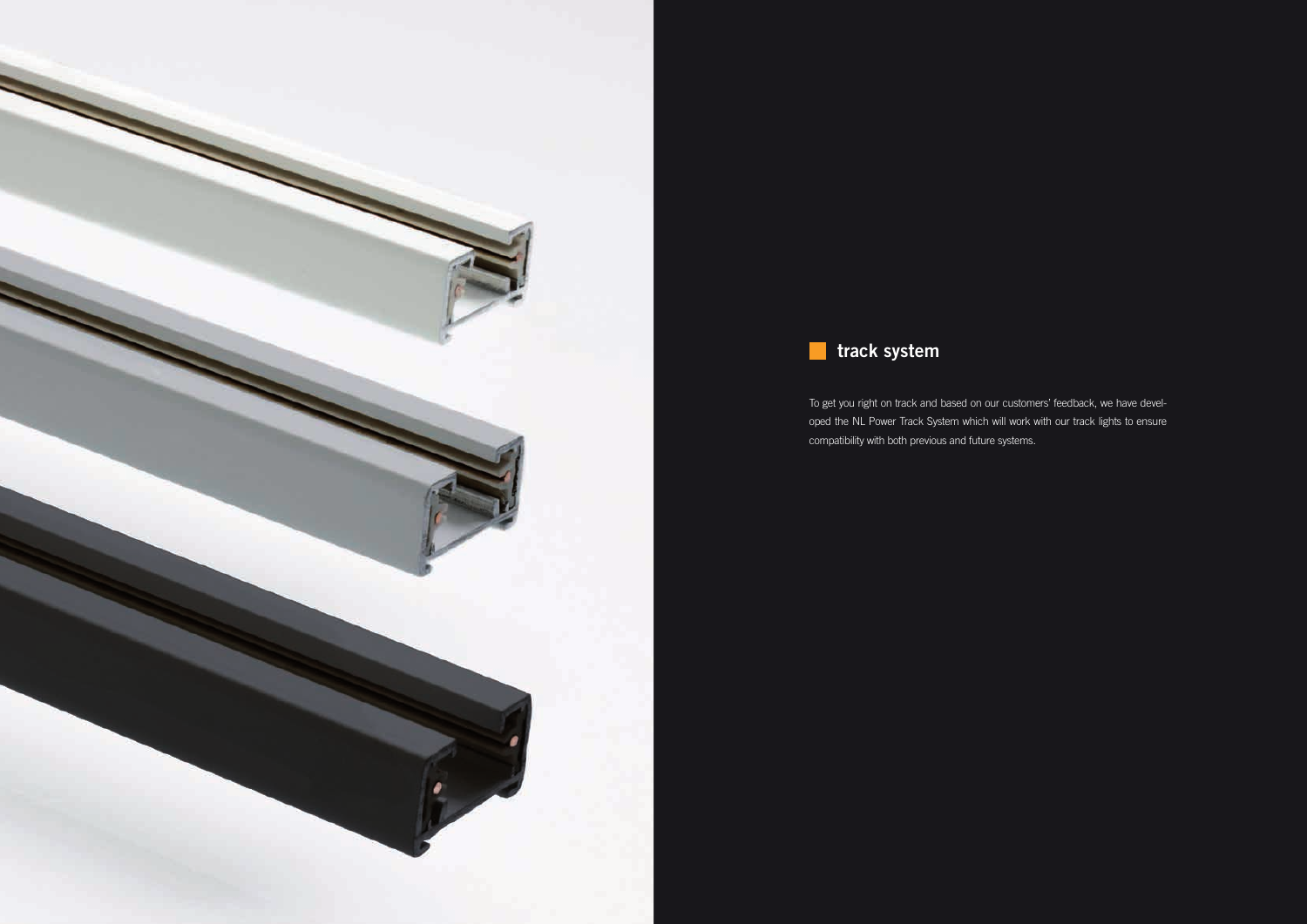## track system

To get you right on track and based on our customers' feedback, we have developed the NL Power Track System which will work with our track lights to ensure compatibility with both previous and future systems.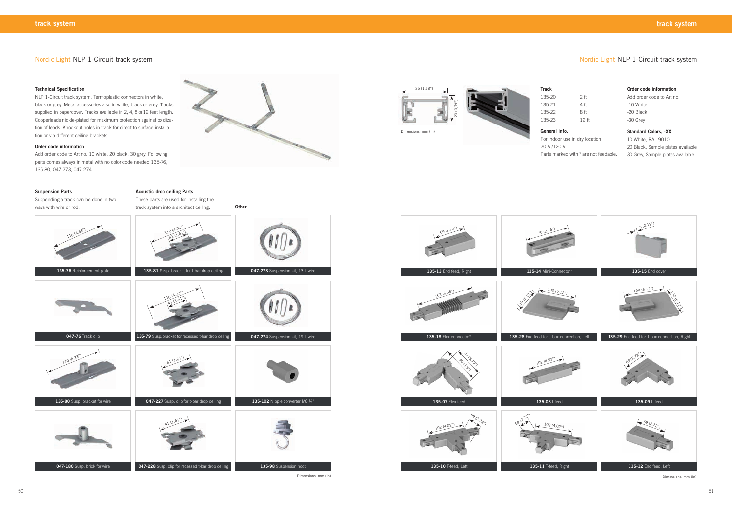## Nordic Light NLP 1-Circuit track system

### Technical Specification

NLP 1-Circuit track system. Termoplastic connectors in white, black or grey. Metal accessories also in white, black or grey. Tracks supplied in papercover. Tracks available in 2, 4, 8 or 12 feet length. Copperleads nickle-plated for maximum protection against oxidization of leads. Knockout holes in track for direct to surface installation or via different ceiling brackets.

### Order code information

Add order code to Art no. 10 white, 20 black, 30 grey. Following parts comes always in metal with no color code needed 135-76, 135-80, 047-273, 047-274

### Suspension Parts

Suspending a track can be done in two ways with wire or rod.

- 135-76 Reinforcement plate — 110 (4.33")
- 047-76 Track clip
- 135-80 Susp. bracket for wire — 110 (4.33")
- 047-180 Susp. brick for wire

### Acoustic drop ceiling Parts

These parts are used for installing the track system into a architect ceiling.

- 135-81 Susp. bracket for t-bar drop ceiling — 110 (4.33"), 41 (1.61")
- 135-79 Susp. bracket for recessed t-bar drop ceiling — 110 (4.33"), 41 (1.61")
- 047-227 Susp. clip for t-bar drop ceiling — 41 (1.61")
- 047-228 Susp. clip for recessed t-bar drop ceiling — 41 (1.61")

### Other

- 047-273 Suspension kit, 13 ft wire
- 047-274 Suspension kit, 19 ft wire
- 135-102 Nipple converter M6 ¼"
- 135-98 Suspension hook

Dimensions: mm (in)

---

## Nordic Light NLP 1-Circuit track system

35 (1,38")

20 (0.79")

Dimensions: mm (in)

### Track

| | |
|---|---|
| 135-20 | 2 ft |
| 135-21 | 4 ft |
| 135-22 | 8 ft |
| 135-23 | 12 ft |

### General info.

For indoor use in dry location
20 A /120 V
Parts marked with * are not feedable.

### Order code information

Add order code to Art no.
-10 White
-20 Black
-30 Grey

### Standard Colors, -XX

10 White, RAL 9010
20 Black, Sample plates available
30 Grey, Sample plates available

- 135-13 End feed, Right — 69 (2.72")
- 135-14 Mini-Connector* — 70 (2.76")
- 135-15 End cover — 3 (0.12")
- 135-18 Flex connector* — 162 (6.38")
- 135-28 End feed for J-box connection, Left — 130 (5.12"), 130 (5.12")
- 135-29 End feed for J-box connection, Right — 130 (5.12"), 130 (5.12")
- 135-07 Flex feed — 81 (3.19"), 99 (3.9")
- 135-08 I-feed — 102 (4.02")
- 135-09 L-feed — 69 (2.72")
- 135-10 T-feed, Left — 102 (4.02"), 69 (2.72")
- 135-11 T-feed, Right — 69 (2.72"), 102 (4.02")
- 135-12 End feed, Left — 69 (2.72")

Dimensions: mm (in)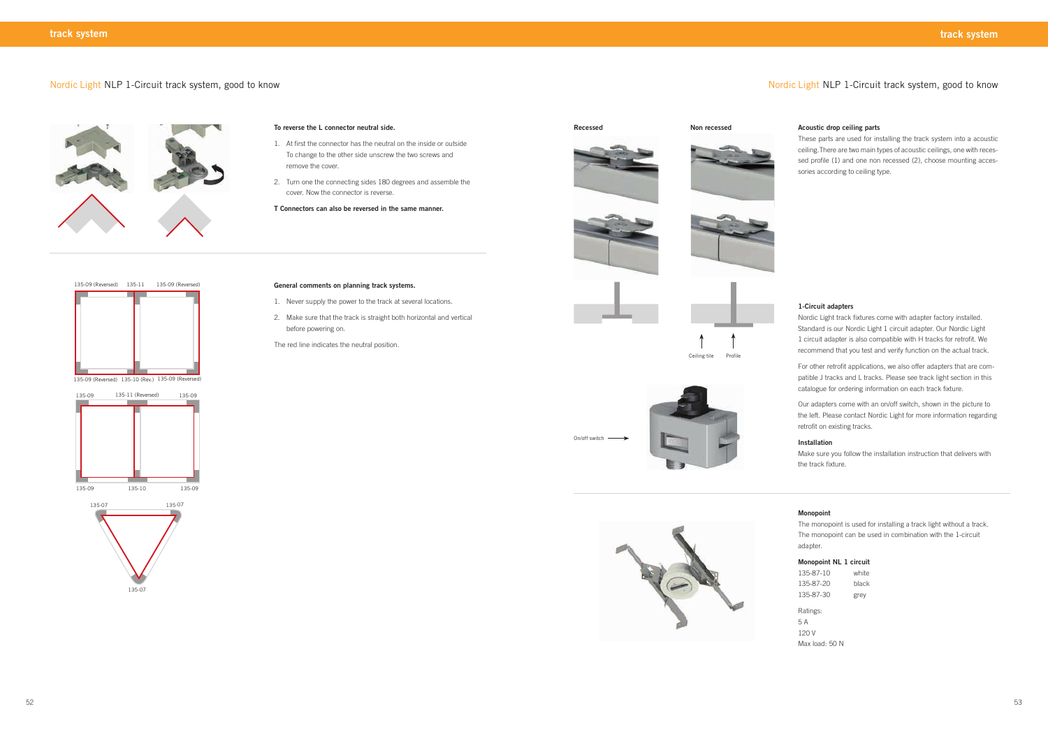## Nordic Light NLP 1-Circuit track system, good to know

### To reverse the L connector neutral side.

1. At first the connector has the neutral on the inside or outside To change to the other side unscrew the two screws and remove the cover.
2. Turn one the connecting sides 180 degrees and assemble the cover. Now the connector is reverse.

**T Connectors can also be reversed in the same manner.**

135-09 (Reversed) 135-11 135-09 (Reversed)

135-09 (Reversed) 135-10 (Rev.) 135-09 (Reversed)

135-09 135-11 (Reversed) 135-09

135-09 135-10 135-09

135-07 135-07

135-07

### General comments on planning track systems.

1. Never supply the power to the track at several locations.
2. Make sure that the track is straight both horizontal and vertical before powering on.

The red line indicates the neutral position.

Recessed

Non recessed

Ceiling tile Profile

On/off switch

### Acoustic drop ceiling parts

These parts are used for installing the track system into a acoustic ceiling. There are two main types of acoustic ceilings, one with recessed profile (1) and one non recessed (2), choose mounting accessories according to ceiling type.

### 1-Circuit adapters

Nordic Light track fixtures come with adapter factory installed. Standard is our Nordic Light 1 circuit adapter. Our Nordic Light 1 circuit adapter is also compatible with H tracks for retrofit. We recommend that you test and verify function on the actual track.

For other retrofit applications, we also offer adapters that are compatible J tracks and L tracks. Please see track light section in this catalogue for ordering information on each track fixture.

Our adapters come with an on/off switch, shown in the picture to the left. Please contact Nordic Light for more information regarding retrofit on existing tracks.

### Installation

Make sure you follow the installation instruction that delivers with the track fixture.

### Monopoint

The monopoint is used for installing a track light without a track. The monopoint can be used in combination with the 1-circuit adapter.

**Monopoint NL 1 circuit**

| | |
|---|---|
| 135-87-10 | white |
| 135-87-20 | black |
| 135-87-30 | grey |

Ratings:
5 A
120 V
Max load: 50 N